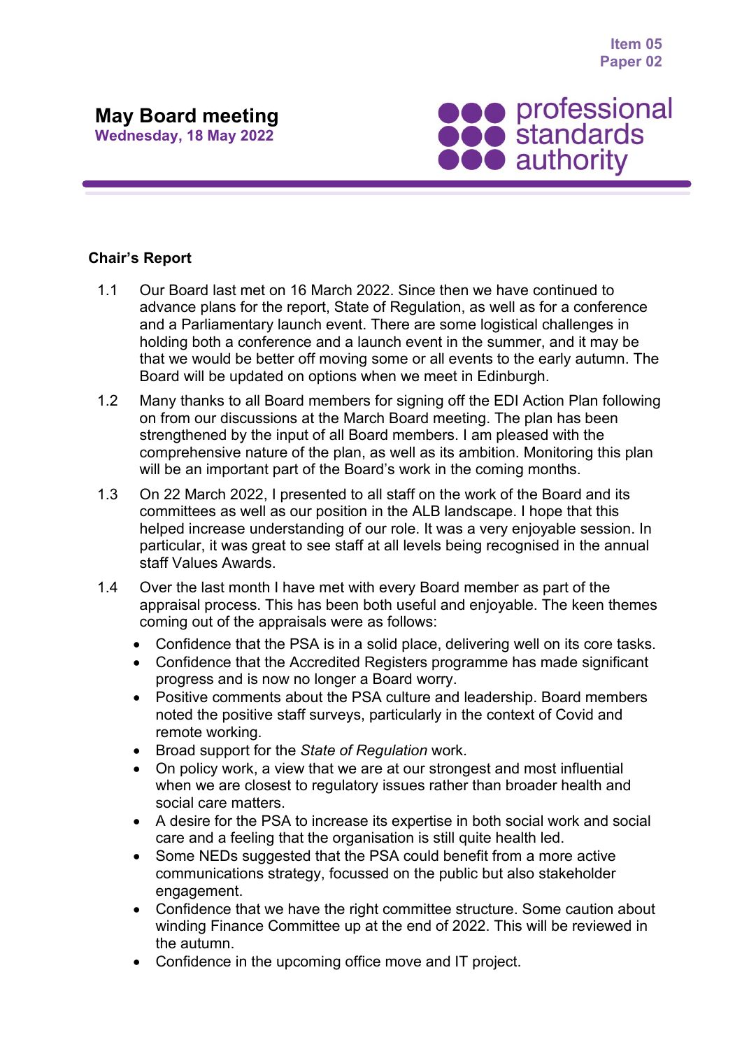Item 05
Paper 02

# May Board meeting

**Wednesday, 18 May 2022**

## Chair's Report

1.1 Our Board last met on 16 March 2022. Since then we have continued to advance plans for the report, State of Regulation, as well as for a conference and a Parliamentary launch event. There are some logistical challenges in holding both a conference and a launch event in the summer, and it may be that we would be better off moving some or all events to the early autumn. The Board will be updated on options when we meet in Edinburgh.

1.2 Many thanks to all Board members for signing off the EDI Action Plan following on from our discussions at the March Board meeting. The plan has been strengthened by the input of all Board members. I am pleased with the comprehensive nature of the plan, as well as its ambition. Monitoring this plan will be an important part of the Board's work in the coming months.

1.3 On 22 March 2022, I presented to all staff on the work of the Board and its committees as well as our position in the ALB landscape. I hope that this helped increase understanding of our role. It was a very enjoyable session. In particular, it was great to see staff at all levels being recognised in the annual staff Values Awards.

1.4 Over the last month I have met with every Board member as part of the appraisal process. This has been both useful and enjoyable. The keen themes coming out of the appraisals were as follows:

- Confidence that the PSA is in a solid place, delivering well on its core tasks.
- Confidence that the Accredited Registers programme has made significant progress and is now no longer a Board worry.
- Positive comments about the PSA culture and leadership. Board members noted the positive staff surveys, particularly in the context of Covid and remote working.
- Broad support for the *State of Regulation* work.
- On policy work, a view that we are at our strongest and most influential when we are closest to regulatory issues rather than broader health and social care matters.
- A desire for the PSA to increase its expertise in both social work and social care and a feeling that the organisation is still quite health led.
- Some NEDs suggested that the PSA could benefit from a more active communications strategy, focussed on the public but also stakeholder engagement.
- Confidence that we have the right committee structure. Some caution about winding Finance Committee up at the end of 2022. This will be reviewed in the autumn.
- Confidence in the upcoming office move and IT project.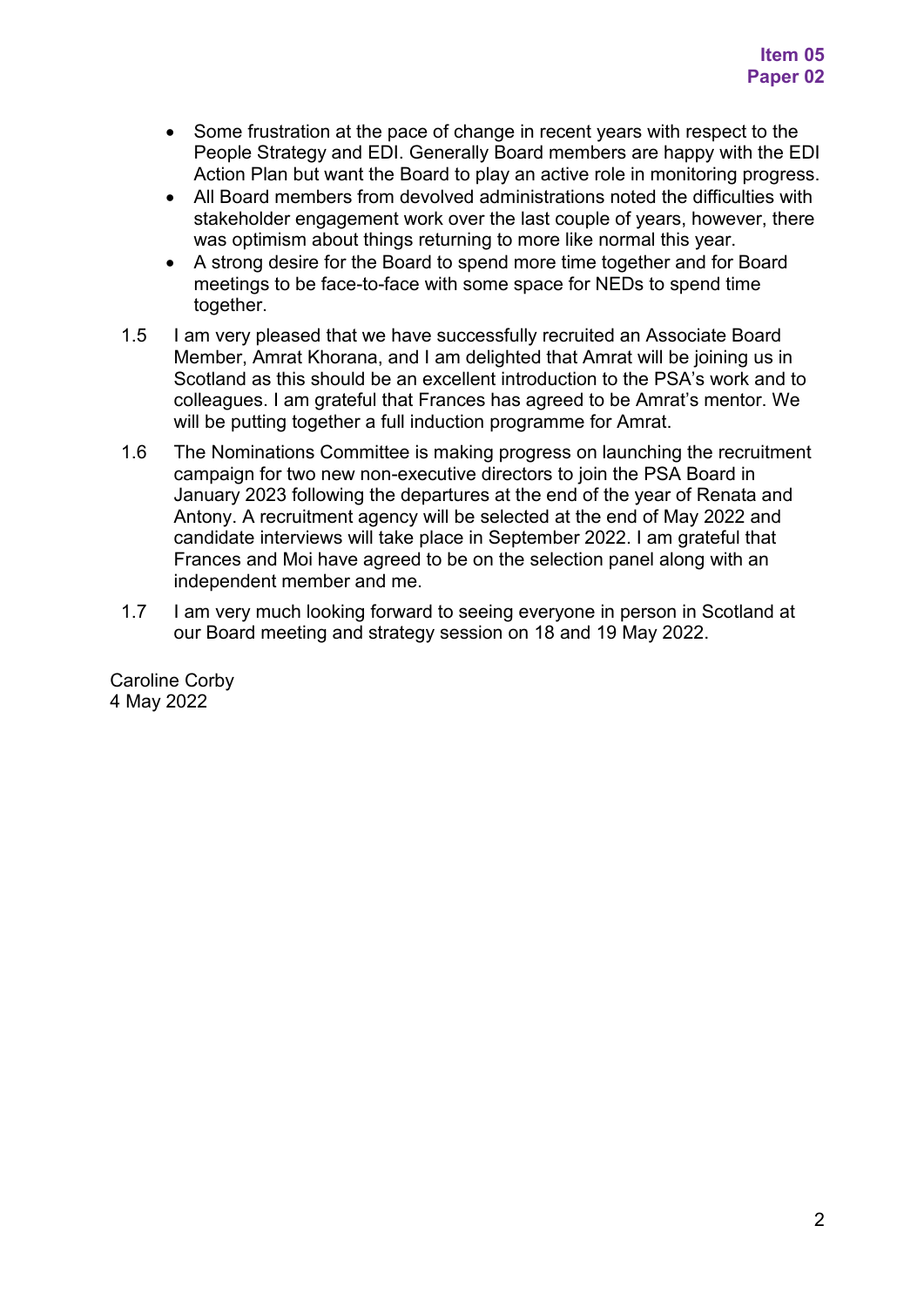- Some frustration at the pace of change in recent years with respect to the People Strategy and EDI. Generally Board members are happy with the EDI Action Plan but want the Board to play an active role in monitoring progress.
- All Board members from devolved administrations noted the difficulties with stakeholder engagement work over the last couple of years, however, there was optimism about things returning to more like normal this year.
- A strong desire for the Board to spend more time together and for Board meetings to be face-to-face with some space for NEDs to spend time together.

1.5 I am very pleased that we have successfully recruited an Associate Board Member, Amrat Khorana, and I am delighted that Amrat will be joining us in Scotland as this should be an excellent introduction to the PSA's work and to colleagues. I am grateful that Frances has agreed to be Amrat's mentor. We will be putting together a full induction programme for Amrat.

1.6 The Nominations Committee is making progress on launching the recruitment campaign for two new non-executive directors to join the PSA Board in January 2023 following the departures at the end of the year of Renata and Antony. A recruitment agency will be selected at the end of May 2022 and candidate interviews will take place in September 2022. I am grateful that Frances and Moi have agreed to be on the selection panel along with an independent member and me.

1.7 I am very much looking forward to seeing everyone in person in Scotland at our Board meeting and strategy session on 18 and 19 May 2022.

Caroline Corby
4 May 2022